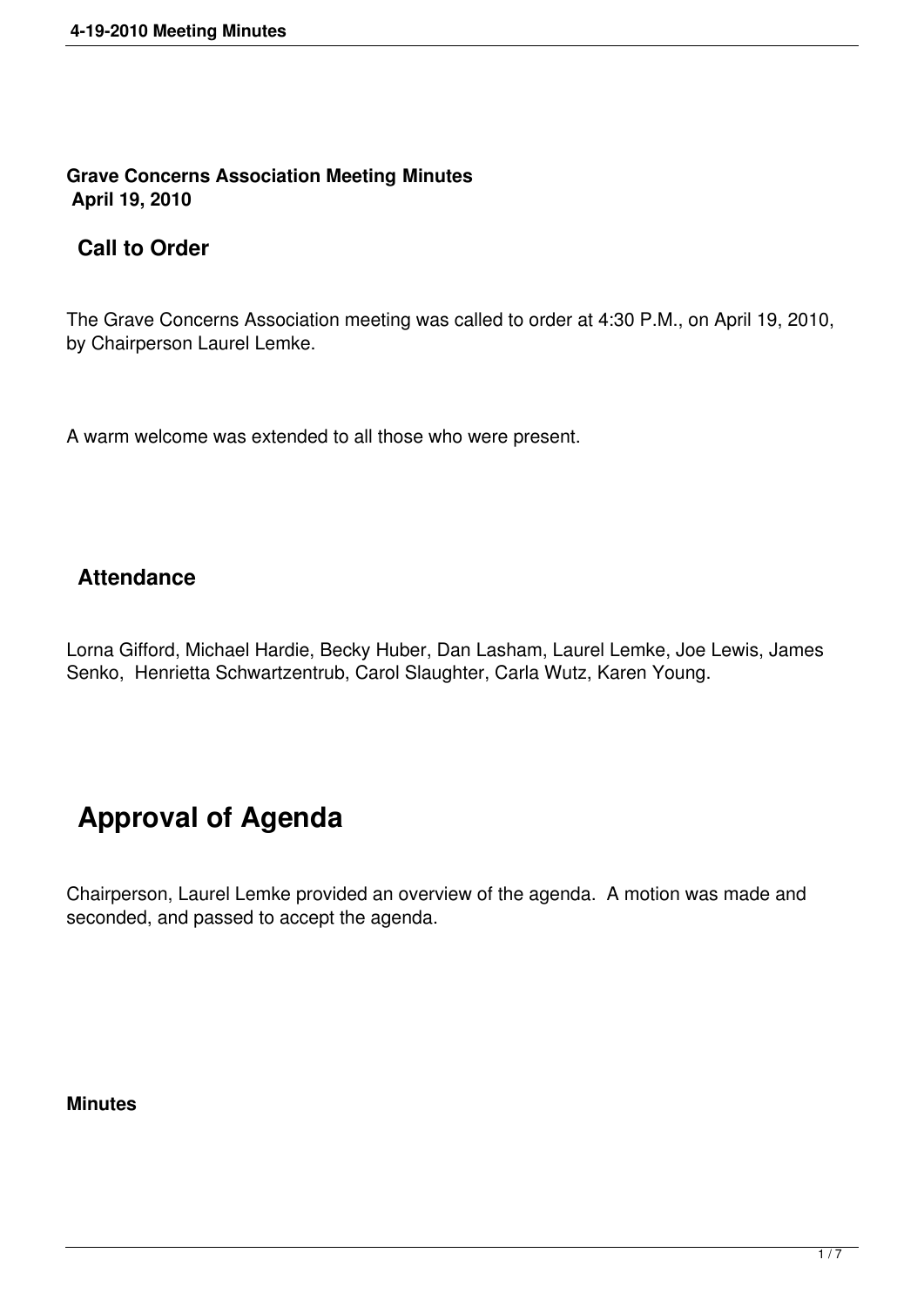**Grave Concerns Association Meeting Minutes**
**April 19, 2010**

## Call to Order

The Grave Concerns Association meeting was called to order at 4:30 P.M., on April 19, 2010, by Chairperson Laurel Lemke.

A warm welcome was extended to all those who were present.

## Attendance

Lorna Gifford, Michael Hardie, Becky Huber, Dan Lasham, Laurel Lemke, Joe Lewis, James Senko, Henrietta Schwartzentrub, Carol Slaughter, Carla Wutz, Karen Young.

# Approval of Agenda

Chairperson, Laurel Lemke provided an overview of the agenda. A motion was made and seconded, and passed to accept the agenda.

**Minutes**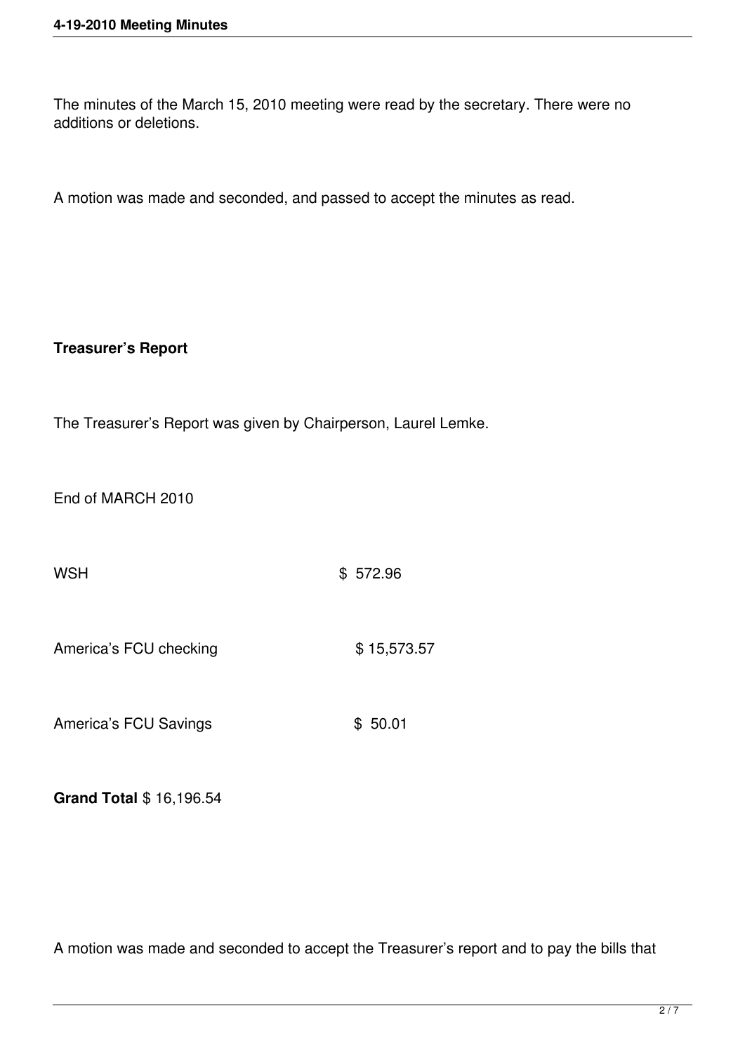The minutes of the March 15, 2010 meeting were read by the secretary. There were no additions or deletions.

A motion was made and seconded, and passed to accept the minutes as read.

**Treasurer's Report**

The Treasurer's Report was given by Chairperson, Laurel Lemke.

End of MARCH 2010

| | |
|---|---|
| WSH | $ 572.96 |
| America's FCU checking | $ 15,573.57 |
| America's FCU Savings | $ 50.01 |

**Grand Total** $ 16,196.54

A motion was made and seconded to accept the Treasurer's report and to pay the bills that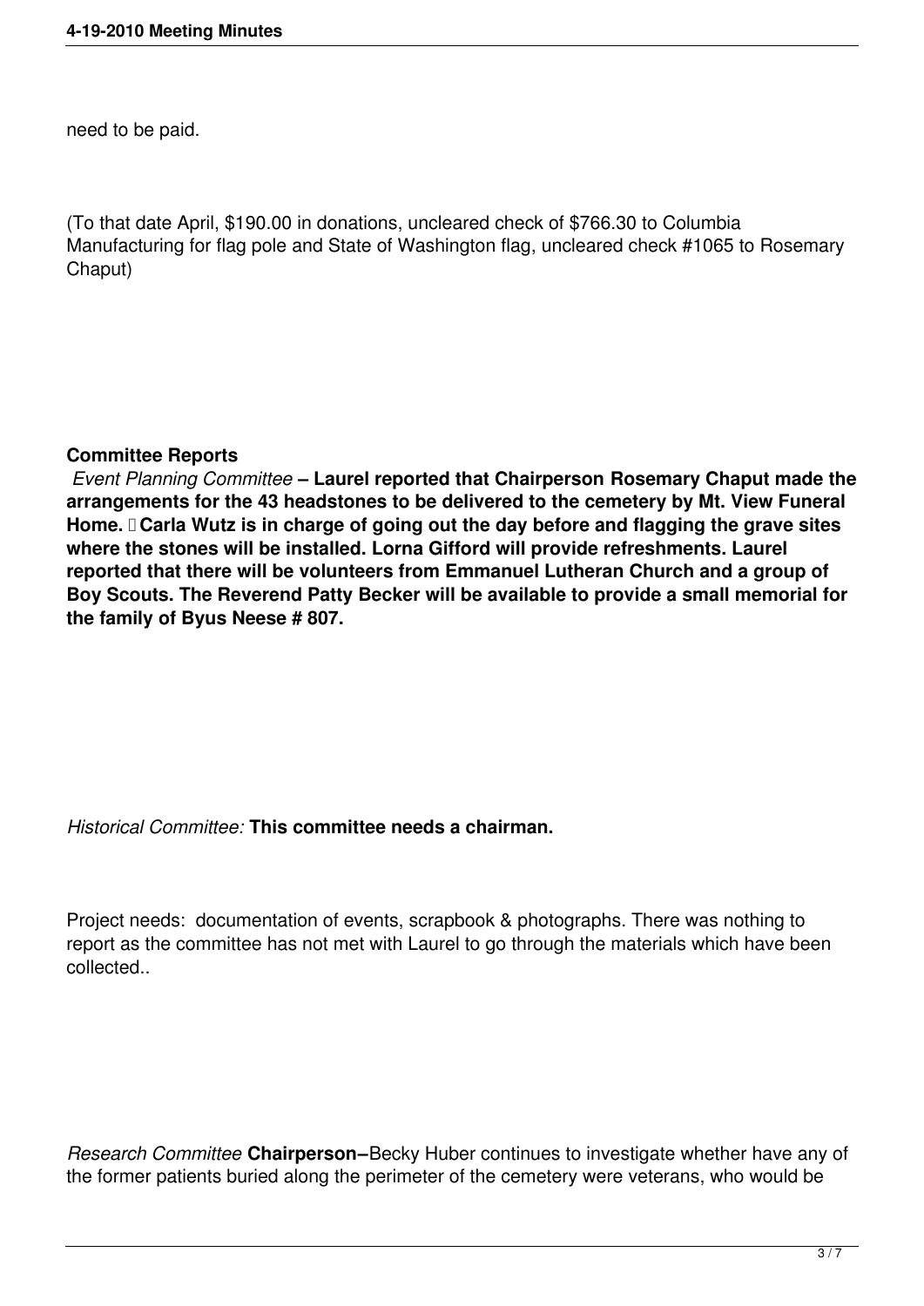need to be paid.

(To that date April, $190.00 in donations, uncleared check of $766.30 to Columbia Manufacturing for flag pole and State of Washington flag, uncleared check #1065 to Rosemary Chaput)

**Committee Reports**

*Event Planning Committee* **– Laurel reported that Chairperson Rosemary Chaput made the arrangements for the 43 headstones to be delivered to the cemetery by Mt. View Funeral Home. Carla Wutz is in charge of going out the day before and flagging the grave sites where the stones will be installed. Lorna Gifford will provide refreshments. Laurel reported that there will be volunteers from Emmanuel Lutheran Church and a group of Boy Scouts. The Reverend Patty Becker will be available to provide a small memorial for the family of Byus Neese # 807.**

*Historical Committee:* **This committee needs a chairman.**

Project needs: documentation of events, scrapbook & photographs. There was nothing to report as the committee has not met with Laurel to go through the materials which have been collected..

*Research Committee* **Chairperson–**Becky Huber continues to investigate whether have any of the former patients buried along the perimeter of the cemetery were veterans, who would be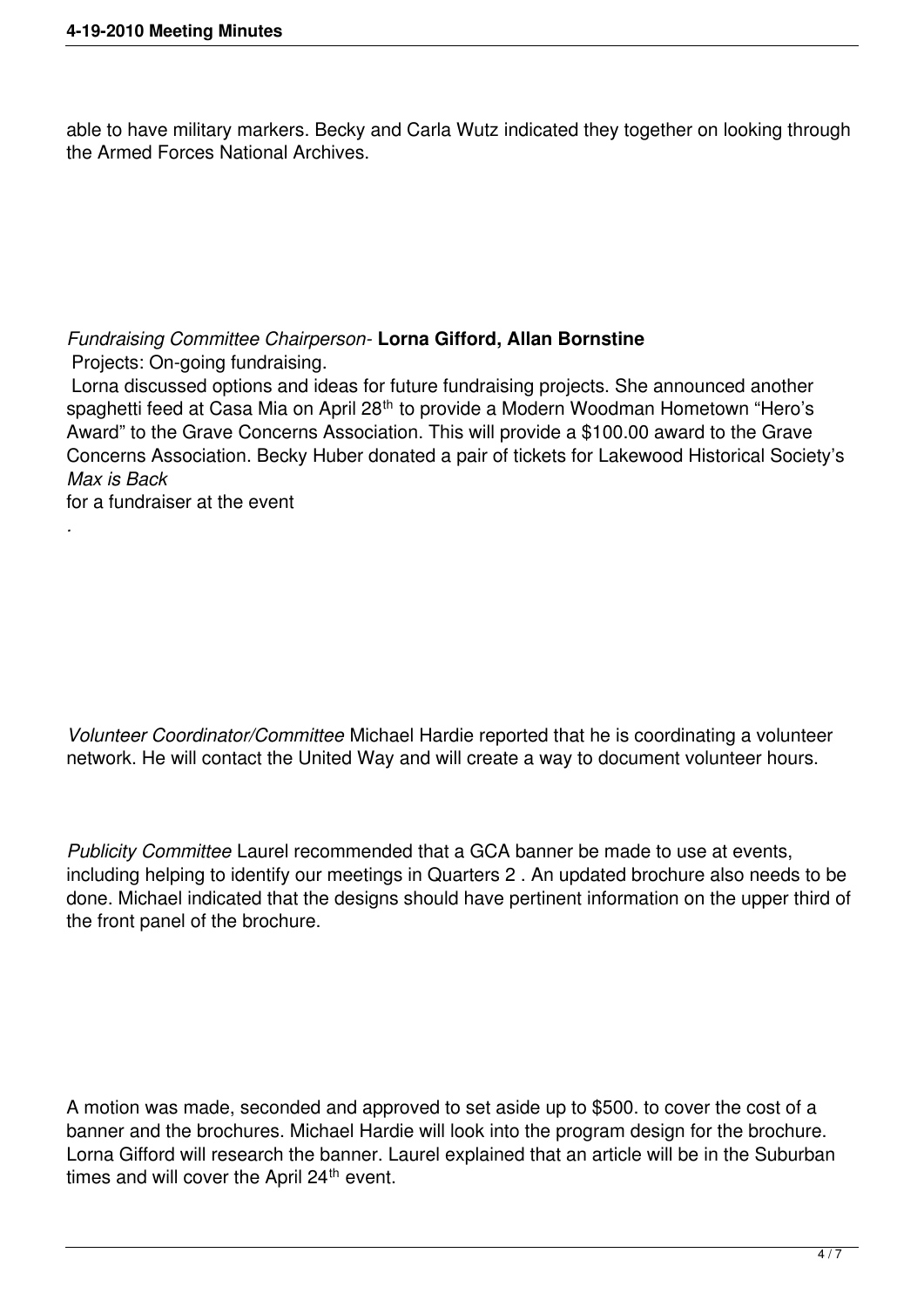able to have military markers. Becky and Carla Wutz indicated they together on looking through the Armed Forces National Archives.

*Fundraising Committee Chairperson-* **Lorna Gifford, Allan Bornstine**

Projects: On-going fundraising.

Lorna discussed options and ideas for future fundraising projects. She announced another spaghetti feed at Casa Mia on April 28th to provide a Modern Woodman Hometown "Hero's Award" to the Grave Concerns Association. This will provide a $100.00 award to the Grave Concerns Association. Becky Huber donated a pair of tickets for Lakewood Historical Society's *Max is Back*
for a fundraiser at the event
.

*Volunteer Coordinator/Committee* Michael Hardie reported that he is coordinating a volunteer network. He will contact the United Way and will create a way to document volunteer hours.

*Publicity Committee* Laurel recommended that a GCA banner be made to use at events, including helping to identify our meetings in Quarters 2 . An updated brochure also needs to be done. Michael indicated that the designs should have pertinent information on the upper third of the front panel of the brochure.

A motion was made, seconded and approved to set aside up to $500. to cover the cost of a banner and the brochures. Michael Hardie will look into the program design for the brochure. Lorna Gifford will research the banner. Laurel explained that an article will be in the Suburban times and will cover the April 24th event.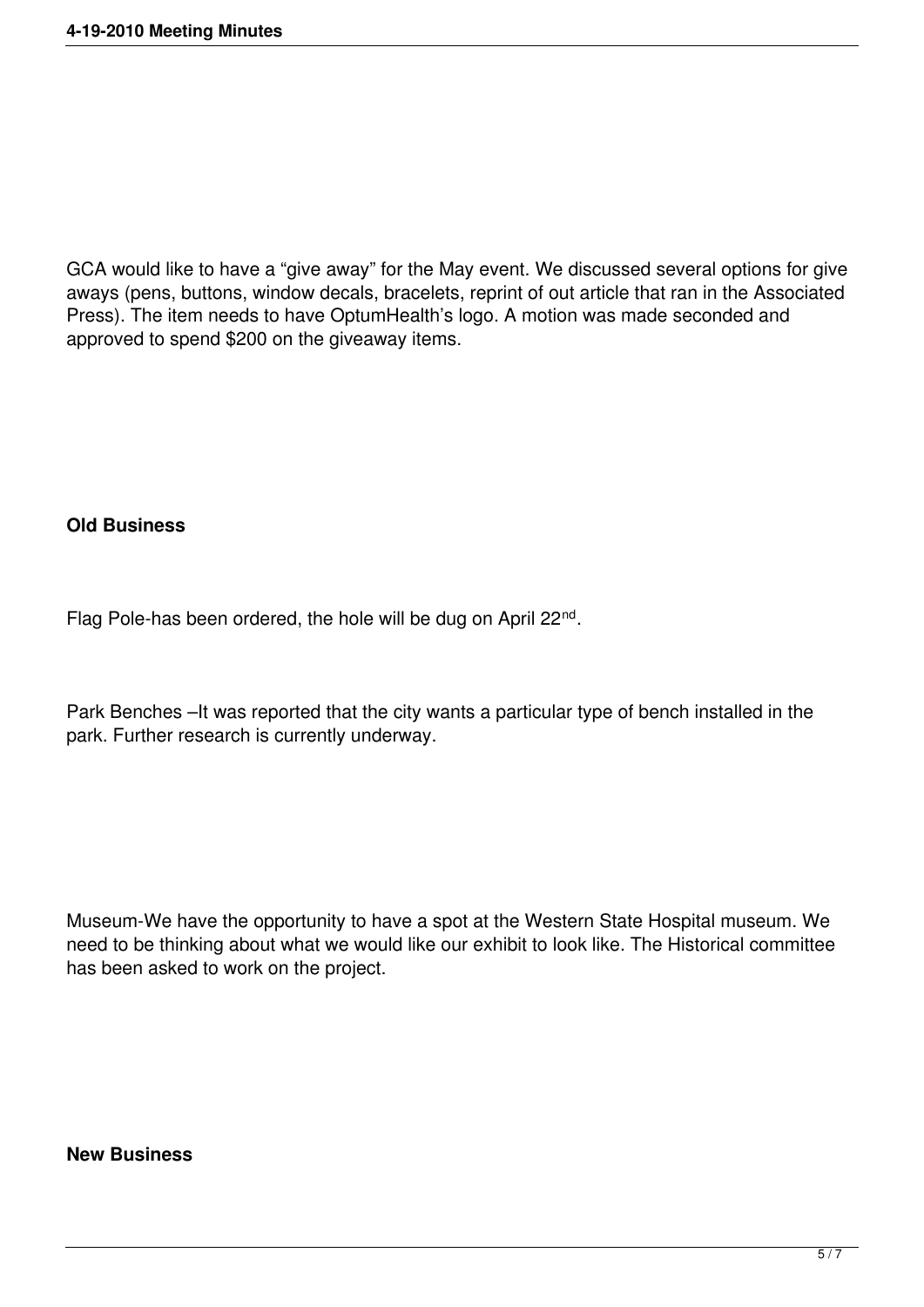GCA would like to have a “give away” for the May event. We discussed several options for give aways (pens, buttons, window decals, bracelets, reprint of out article that ran in the Associated Press). The item needs to have OptumHealth’s logo. A motion was made seconded and approved to spend $200 on the giveaway items.

**Old Business**

Flag Pole-has been ordered, the hole will be dug on April 22nd.

Park Benches –It was reported that the city wants a particular type of bench installed in the park. Further research is currently underway.

Museum-We have the opportunity to have a spot at the Western State Hospital museum. We need to be thinking about what we would like our exhibit to look like. The Historical committee has been asked to work on the project.

**New Business**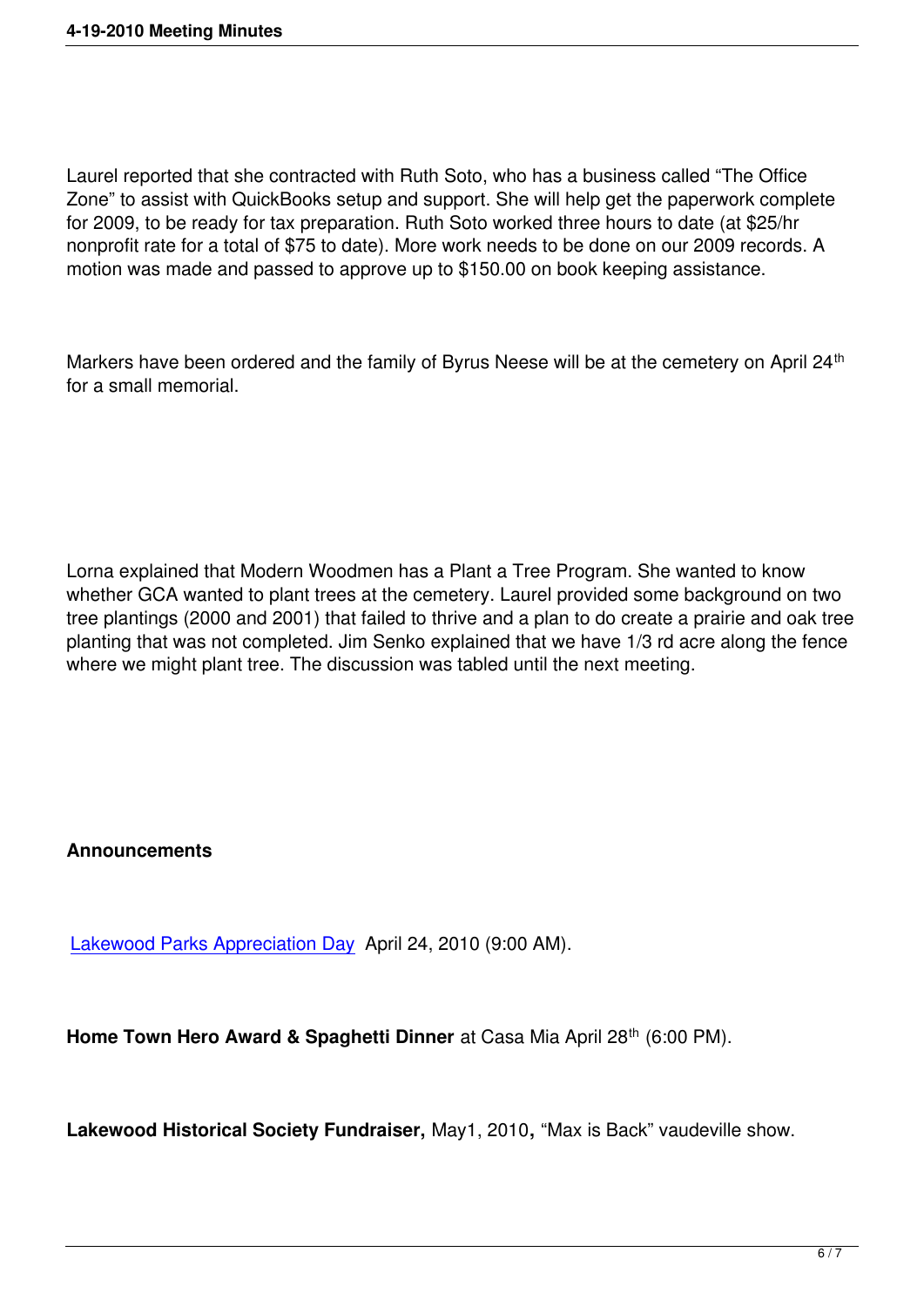Laurel reported that she contracted with Ruth Soto, who has a business called “The Office Zone” to assist with QuickBooks setup and support. She will help get the paperwork complete for 2009, to be ready for tax preparation. Ruth Soto worked three hours to date (at $25/hr nonprofit rate for a total of $75 to date). More work needs to be done on our 2009 records. A motion was made and passed to approve up to $150.00 on book keeping assistance.

Markers have been ordered and the family of Byrus Neese will be at the cemetery on April 24th for a small memorial.

Lorna explained that Modern Woodmen has a Plant a Tree Program. She wanted to know whether GCA wanted to plant trees at the cemetery. Laurel provided some background on two tree plantings (2000 and 2001) that failed to thrive and a plan to do create a prairie and oak tree planting that was not completed. Jim Senko explained that we have 1/3 rd acre along the fence where we might plant tree. The discussion was tabled until the next meeting.

**Announcements**

Lakewood Parks Appreciation Day April 24, 2010 (9:00 AM).

**Home Town Hero Award & Spaghetti Dinner** at Casa Mia April 28th (6:00 PM).

**Lakewood Historical Society Fundraiser,** May1, 2010**,** “Max is Back” vaudeville show.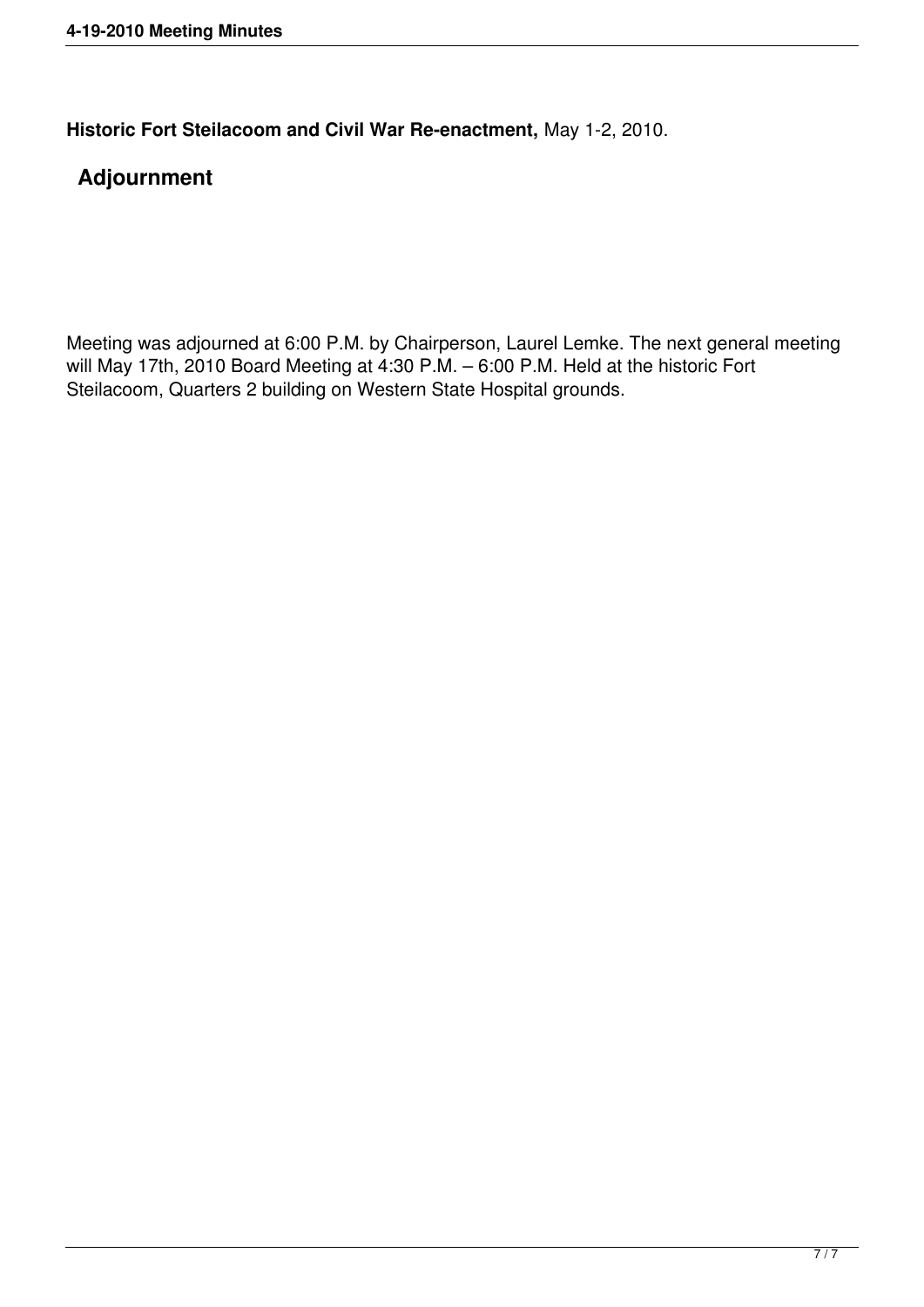**Historic Fort Steilacoom and Civil War Re-enactment,** May 1-2, 2010.

## Adjournment

Meeting was adjourned at 6:00 P.M. by Chairperson, Laurel Lemke. The next general meeting will May 17th, 2010 Board Meeting at 4:30 P.M. – 6:00 P.M. Held at the historic Fort Steilacoom, Quarters 2 building on Western State Hospital grounds.